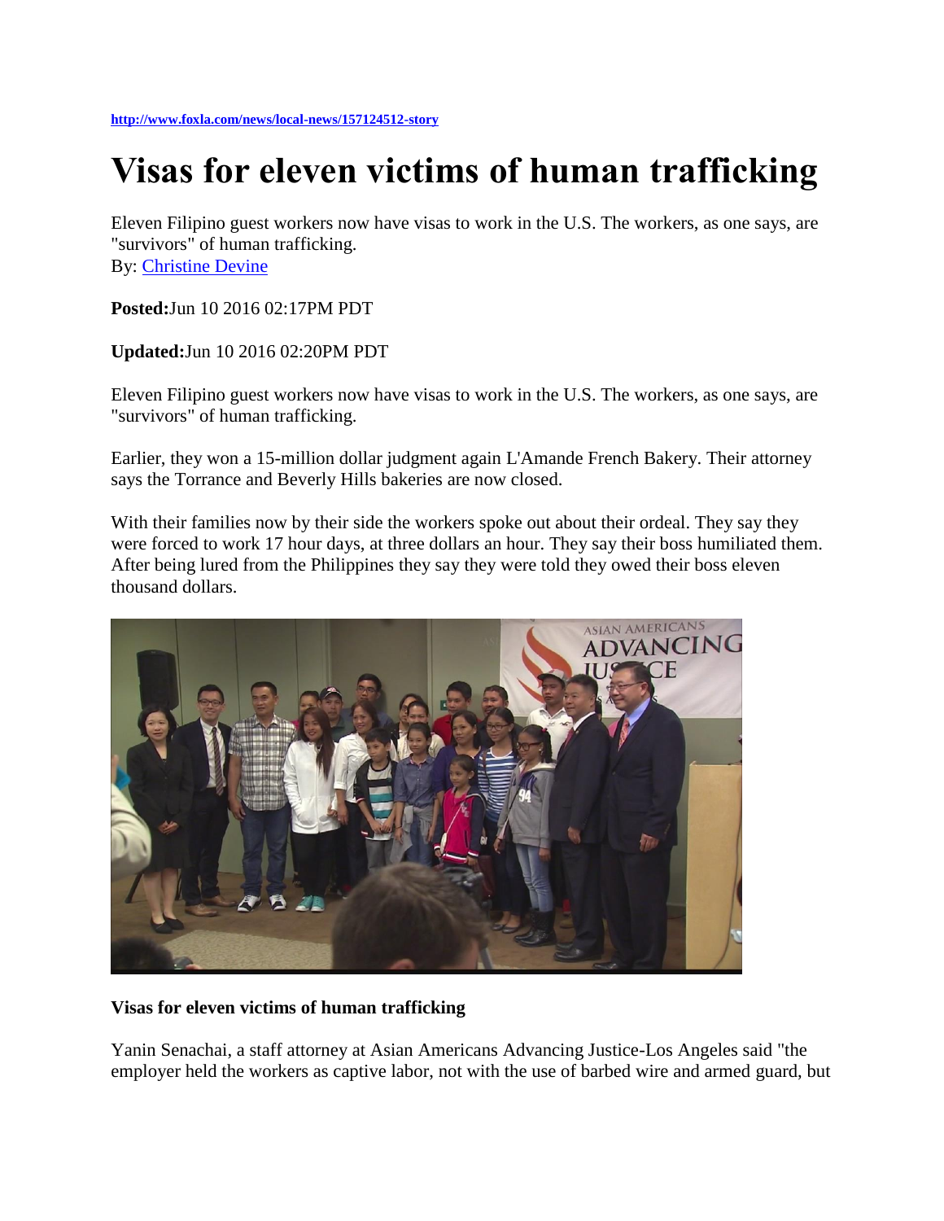http://www.foxla.com/news/local-news/157124512-story

# Visas for eleven victims of human trafficking

Eleven Filipino guest workers now have visas to work in the U.S. The workers, as one says, are "survivors" of human trafficking.
By: Christine Devine

**Posted:**Jun 10 2016 02:17PM PDT

**Updated:**Jun 10 2016 02:20PM PDT

Eleven Filipino guest workers now have visas to work in the U.S. The workers, as one says, are "survivors" of human trafficking.

Earlier, they won a 15-million dollar judgment again L'Amande French Bakery. Their attorney says the Torrance and Beverly Hills bakeries are now closed.

With their families now by their side the workers spoke out about their ordeal. They say they were forced to work 17 hour days, at three dollars an hour. They say their boss humiliated them. After being lured from the Philippines they say they were told they owed their boss eleven thousand dollars.

**Visas for eleven victims of human trafficking**

Yanin Senachai, a staff attorney at Asian Americans Advancing Justice-Los Angeles said "the employer held the workers as captive labor, not with the use of barbed wire and armed guard, but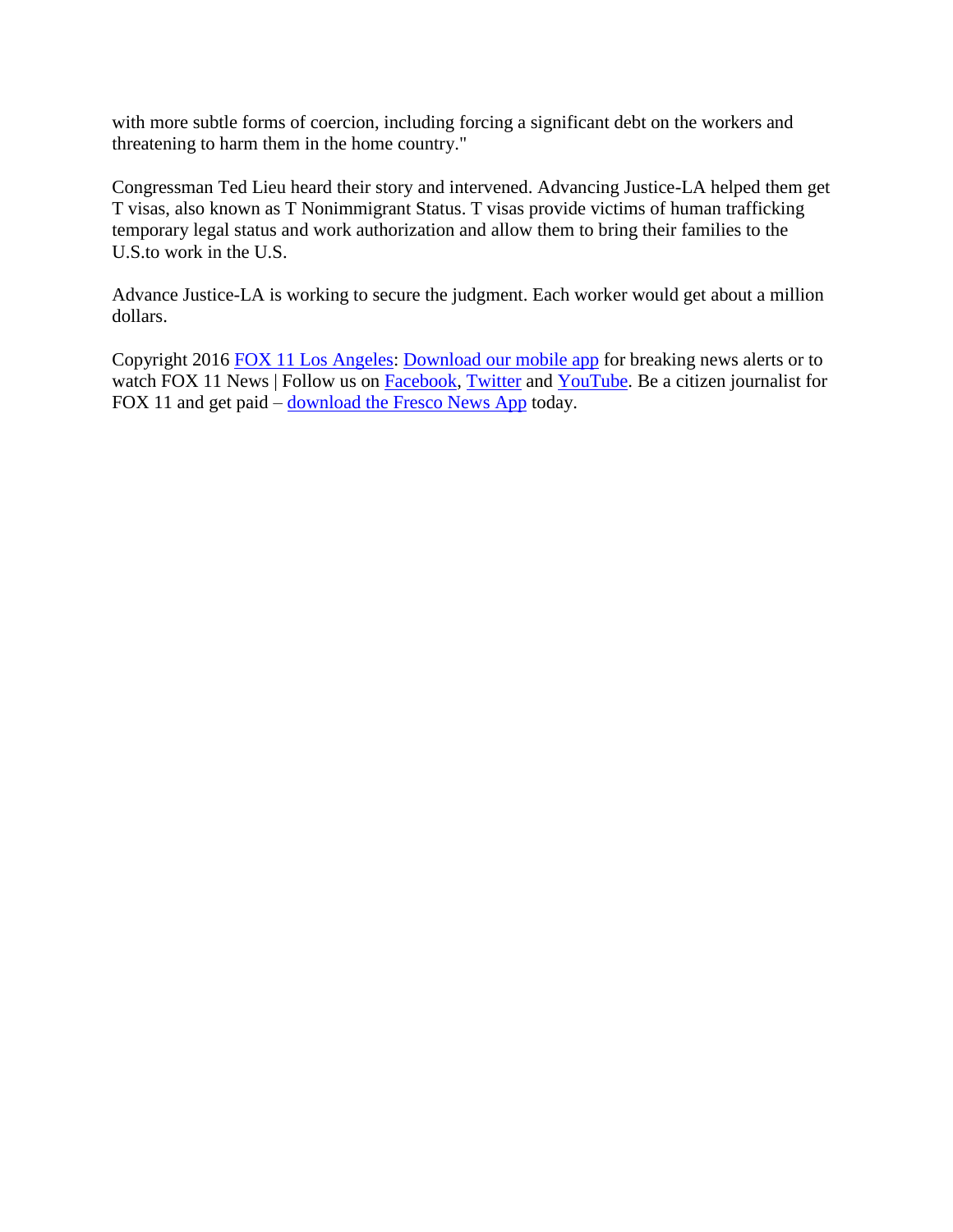with more subtle forms of coercion, including forcing a significant debt on the workers and threatening to harm them in the home country."

Congressman Ted Lieu heard their story and intervened. Advancing Justice-LA helped them get T visas, also known as T Nonimmigrant Status. T visas provide victims of human trafficking temporary legal status and work authorization and allow them to bring their families to the U.S.to work in the U.S.

Advance Justice-LA is working to secure the judgment. Each worker would get about a million dollars.

Copyright 2016 FOX 11 Los Angeles: Download our mobile app for breaking news alerts or to watch FOX 11 News | Follow us on Facebook, Twitter and YouTube. Be a citizen journalist for FOX 11 and get paid – download the Fresco News App today.